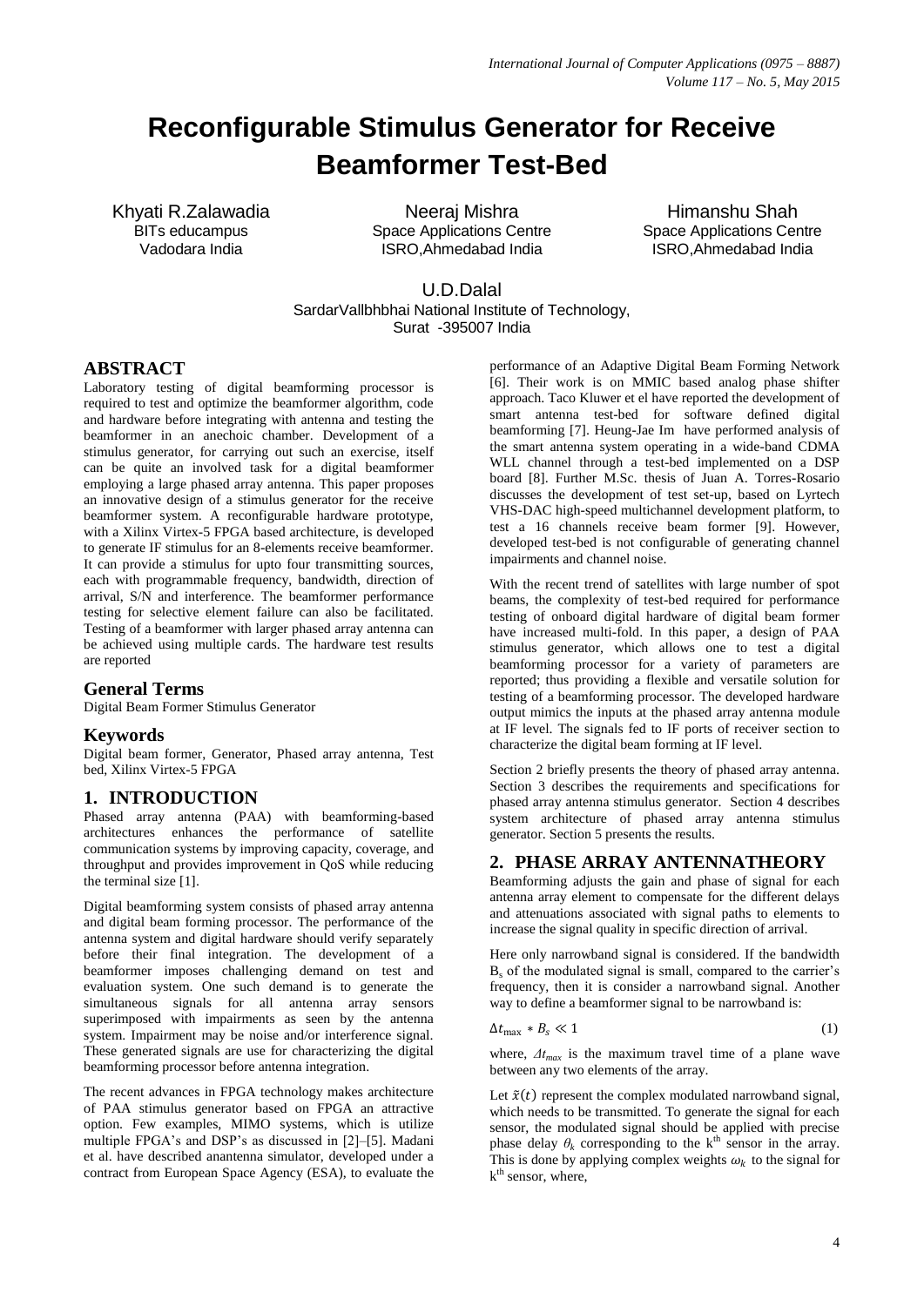# Reconfigurable Stimulus Generator for Receive Beamformer Test-Bed

Khyati R.Zalawadia
BITs educampus
Vadodara India

Neeraj Mishra
Space Applications Centre
ISRO,Ahmedabad India

Himanshu Shah
Space Applications Centre
ISRO,Ahmedabad India

U.D.Dalal
SardarVallbhbhai National Institute of Technology,
Surat -395007 India

## ABSTRACT

Laboratory testing of digital beamforming processor is required to test and optimize the beamformer algorithm, code and hardware before integrating with antenna and testing the beamformer in an anechoic chamber. Development of a stimulus generator, for carrying out such an exercise, itself can be quite an involved task for a digital beamformer employing a large phased array antenna. This paper proposes an innovative design of a stimulus generator for the receive beamformer system. A reconfigurable hardware prototype, with a Xilinx Virtex-5 FPGA based architecture, is developed to generate IF stimulus for an 8-elements receive beamformer. It can provide a stimulus for upto four transmitting sources, each with programmable frequency, bandwidth, direction of arrival, S/N and interference. The beamformer performance testing for selective element failure can also be facilitated. Testing of a beamformer with larger phased array antenna can be achieved using multiple cards. The hardware test results are reported

### General Terms

Digital Beam Former Stimulus Generator

### Keywords

Digital beam former, Generator, Phased array antenna, Test bed, Xilinx Virtex-5 FPGA

## 1. INTRODUCTION

Phased array antenna (PAA) with beamforming-based architectures enhances the performance of satellite communication systems by improving capacity, coverage, and throughput and provides improvement in QoS while reducing the terminal size [1].

Digital beamforming system consists of phased array antenna and digital beam forming processor. The performance of the antenna system and digital hardware should verify separately before their final integration. The development of a beamformer imposes challenging demand on test and evaluation system. One such demand is to generate the simultaneous signals for all antenna array sensors superimposed with impairments as seen by the antenna system. Impairment may be noise and/or interference signal. These generated signals are use for characterizing the digital beamforming processor before antenna integration.

The recent advances in FPGA technology makes architecture of PAA stimulus generator based on FPGA an attractive option. Few examples, MIMO systems, which is utilize multiple FPGA's and DSP's as discussed in [2]–[5]. Madani et al. have described anantenna simulator, developed under a contract from European Space Agency (ESA), to evaluate the performance of an Adaptive Digital Beam Forming Network [6]. Their work is on MMIC based analog phase shifter approach. Taco Kluwer et el have reported the development of smart antenna test-bed for software defined digital beamforming [7]. Heung-Jae Im have performed analysis of the smart antenna system operating in a wide-band CDMA WLL channel through a test-bed implemented on a DSP board [8]. Further M.Sc. thesis of Juan A. Torres-Rosario discusses the development of test set-up, based on Lyrtech VHS-DAC high-speed multichannel development platform, to test a 16 channels receive beam former [9]. However, developed test-bed is not configurable of generating channel impairments and channel noise.

With the recent trend of satellites with large number of spot beams, the complexity of test-bed required for performance testing of onboard digital hardware of digital beam former have increased multi-fold. In this paper, a design of PAA stimulus generator, which allows one to test a digital beamforming processor for a variety of parameters are reported; thus providing a flexible and versatile solution for testing of a beamforming processor. The developed hardware output mimics the inputs at the phased array antenna module at IF level. The signals fed to IF ports of receiver section to characterize the digital beam forming at IF level.

Section 2 briefly presents the theory of phased array antenna. Section 3 describes the requirements and specifications for phased array antenna stimulus generator. Section 4 describes system architecture of phased array antenna stimulus generator. Section 5 presents the results.

## 2. PHASE ARRAY ANTENNATHEORY

Beamforming adjusts the gain and phase of signal for each antenna array element to compensate for the different delays and attenuations associated with signal paths to elements to increase the signal quality in specific direction of arrival.

Here only narrowband signal is considered. If the bandwidth $B_s$ of the modulated signal is small, compared to the carrier's frequency, then it is consider a narrowband signal. Another way to define a beamformer signal to be narrowband is:

$$\Delta t_{\max} * B_s \ll 1 \tag{1}$$

where, $\Delta t_{max}$ is the maximum travel time of a plane wave between any two elements of the array.

Let $\tilde{x}(t)$ represent the complex modulated narrowband signal, which needs to be transmitted. To generate the signal for each sensor, the modulated signal should be applied with precise phase delay $\theta_k$ corresponding to the k[th] sensor in the array. This is done by applying complex weights $\omega_k$ to the signal for k[th] sensor, where,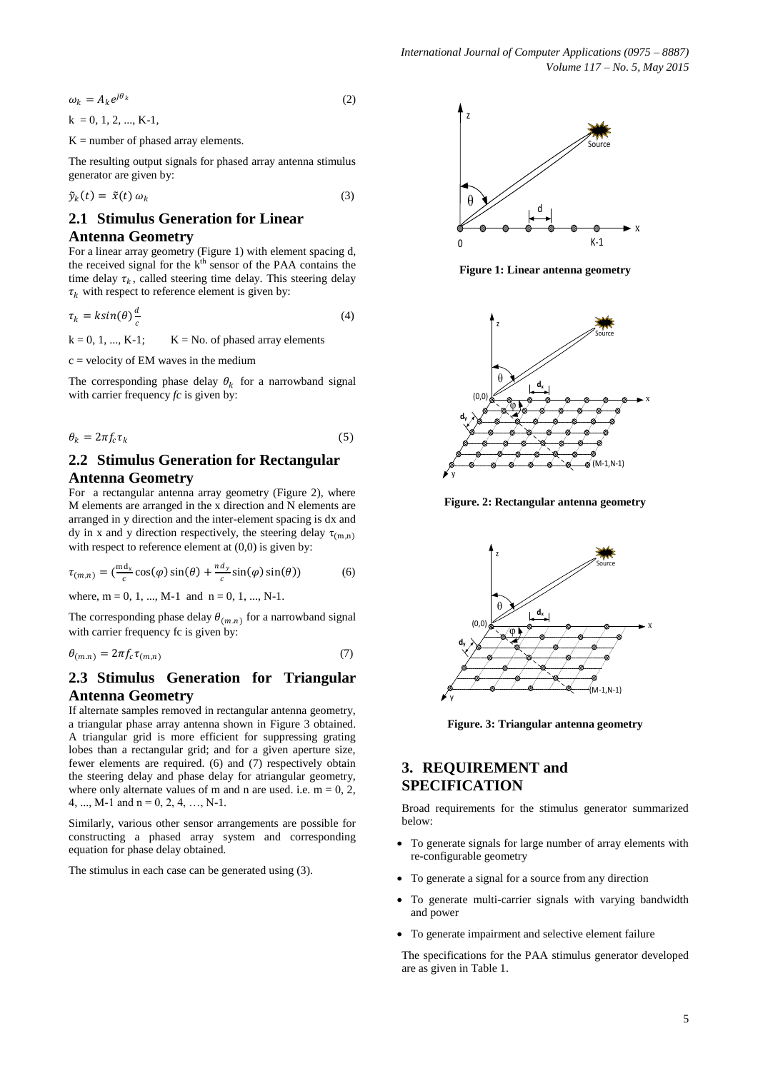$$\omega_k = A_k e^{j\theta_k} \tag{2}$$

$k = 0, 1, 2, ..., K\text{-}1,$

K = number of phased array elements.

The resulting output signals for phased array antenna stimulus generator are given by:

$$\tilde{y}_k(t) = \tilde{x}(t)\,\omega_k \tag{3}$$

## 2.1 Stimulus Generation for Linear Antenna Geometry

For a linear array geometry (Figure 1) with element spacing d, the received signal for the k[th] sensor of the PAA contains the time delay $\tau_k$, called steering time delay. This steering delay $\tau_k$ with respect to reference element is given by:

$$\tau_k = k\sin(\theta)\frac{d}{c} \tag{4}$$

$k = 0, 1, ..., K\text{-}1;$ K = No. of phased array elements

c = velocity of EM waves in the medium

The corresponding phase delay $\theta_k$ for a narrowband signal with carrier frequency *fc* is given by:

$$\theta_k = 2\pi f_c \tau_k \tag{5}$$

## 2.2 Stimulus Generation for Rectangular Antenna Geometry

For a rectangular antenna array geometry (Figure 2), where M elements are arranged in the x direction and N elements are arranged in y direction and the inter-element spacing is dx and dy in x and y direction respectively, the steering delay $\tau_{(m,n)}$ with respect to reference element at (0,0) is given by:

$$\tau_{(m,n)} = \left(\frac{m d_x}{c}\cos(\varphi)\sin(\theta) + \frac{n d_y}{c}\sin(\varphi)\sin(\theta)\right) \tag{6}$$

where, $m = 0, 1, ..., M\text{-}1$ and $n = 0, 1, ..., N\text{-}1$.

The corresponding phase delay $\theta_{(m,n)}$ for a narrowband signal with carrier frequency fc is given by:

$$\theta_{(m,n)} = 2\pi f_c \tau_{(m,n)} \tag{7}$$

## 2.3 Stimulus Generation for Triangular Antenna Geometry

If alternate samples removed in rectangular antenna geometry, a triangular phase array antenna shown in Figure 3 obtained. A triangular grid is more efficient for suppressing grating lobes than a rectangular grid; and for a given aperture size, fewer elements are required. (6) and (7) respectively obtain the steering delay and phase delay for atriangular geometry, where only alternate values of m and n are used. i.e. $m = 0, 2, 4, ..., M\text{-}1$ and $n = 0, 2, 4, …, N\text{-}1$.

Similarly, various other sensor arrangements are possible for constructing a phased array system and corresponding equation for phase delay obtained.

The stimulus in each case can be generated using (3).

**Figure 1: Linear antenna geometry**

**Figure. 2: Rectangular antenna geometry**

**Figure. 3: Triangular antenna geometry**

## 3. REQUIREMENT and SPECIFICATION

Broad requirements for the stimulus generator summarized below:

- To generate signals for large number of array elements with re-configurable geometry
- To generate a signal for a source from any direction
- To generate multi-carrier signals with varying bandwidth and power
- To generate impairment and selective element failure

The specifications for the PAA stimulus generator developed are as given in Table 1.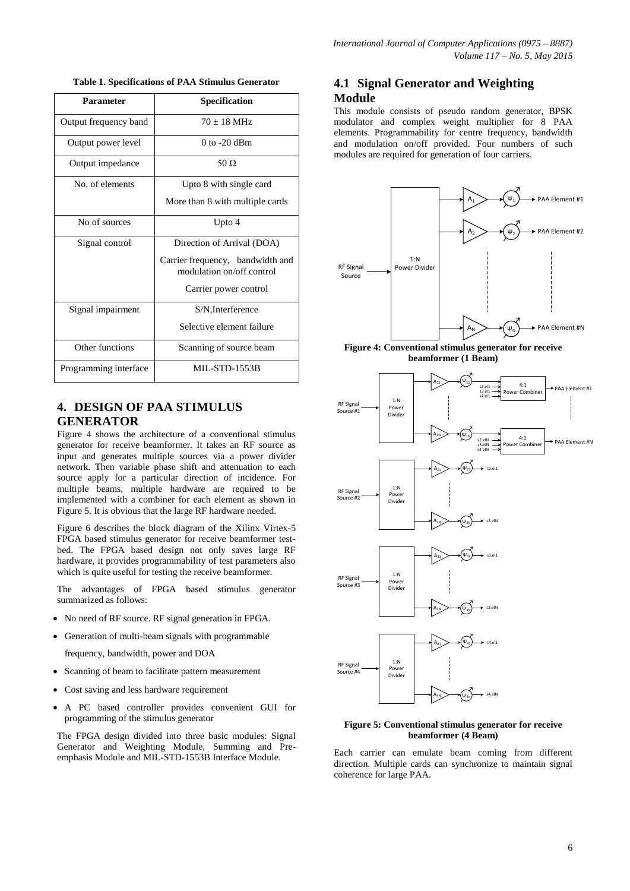**Table 1. Specifications of PAA Stimulus Generator**

| Parameter | Specification |
|---|---|
| Output frequency band | 70 ± 18 MHz |
| Output power level | 0 to -20 dBm |
| Output impedance | 50 Ω |
| No. of elements | Upto 8 with single card<br>More than 8 with multiple cards |
| No of sources | Upto 4 |
| Signal control | Direction of Arrival (DOA)<br>Carrier frequency, bandwidth and modulation on/off control<br>Carrier power control |
| Signal impairment | S/N,Interference<br>Selective element failure |
| Other functions | Scanning of source beam |
| Programming interface | MIL-STD-1553B |

## 4. DESIGN OF PAA STIMULUS GENERATOR

Figure 4 shows the architecture of a conventional stimulus generator for receive beamformer. It takes an RF source as input and generates multiple sources via a power divider network. Then variable phase shift and attenuation to each source apply for a particular direction of incidence. For multiple beams, multiple hardware are required to be implemented with a combiner for each element as shown in Figure 5. It is obvious that the large RF hardware needed.

Figure 6 describes the block diagram of the Xilinx Virtex-5 FPGA based stimulus generator for receive beamformer test-bed. The FPGA based design not only saves large RF hardware, it provides programmability of test parameters also which is quite useful for testing the receive beamformer.

The advantages of FPGA based stimulus generator summarized as follows:

- No need of RF source. RF signal generation in FPGA.
- Generation of multi-beam signals with programmable frequency, bandwidth, power and DOA
- Scanning of beam to facilitate pattern measurement
- Cost saving and less hardware requirement
- A PC based controller provides convenient GUI for programming of the stimulus generator

The FPGA design divided into three basic modules: Signal Generator and Weighting Module, Summing and Pre-emphasis Module and MIL-STD-1553B Interface Module.

### 4.1 Signal Generator and Weighting Module

This module consists of pseudo random generator, BPSK modulator and complex weight multiplier for 8 PAA elements. Programmability for centre frequency, bandwidth and modulation on/off provided. Four numbers of such modules are required for generation of four carriers.

**Figure 4: Conventional stimulus generator for receive beamformer (1 Beam)**

**Figure 5: Conventional stimulus generator for receive beamformer (4 Beam)**

Each carrier can emulate beam coming from different direction. Multiple cards can synchronize to maintain signal coherence for large PAA.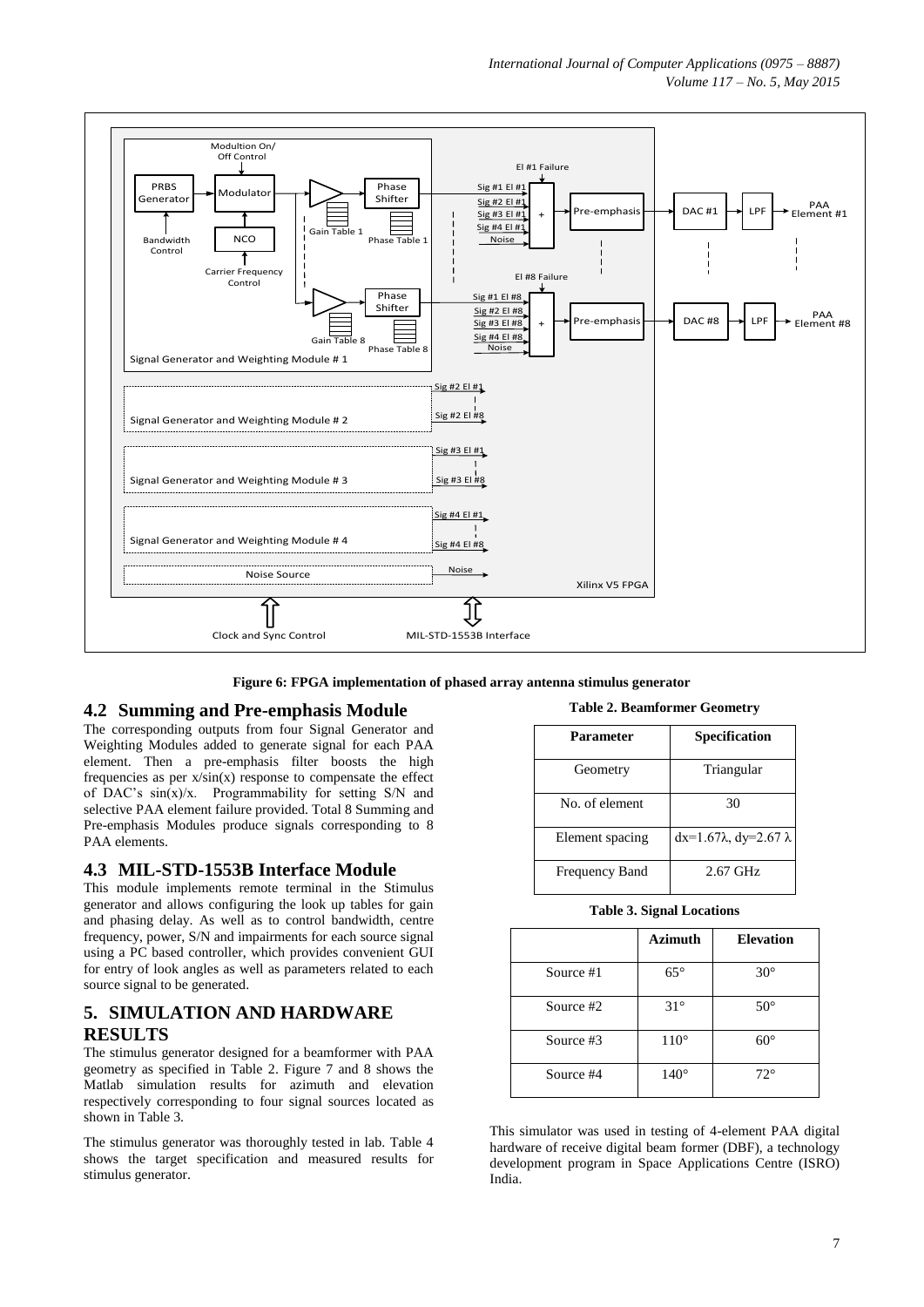Figure 6: FPGA implementation of phased array antenna stimulus generator

## 4.2 Summing and Pre-emphasis Module

The corresponding outputs from four Signal Generator and Weighting Modules added to generate signal for each PAA element. Then a pre-emphasis filter boosts the high frequencies as per x/sin(x) response to compensate the effect of DAC's sin(x)/x. Programmability for setting S/N and selective PAA element failure provided. Total 8 Summing and Pre-emphasis Modules produce signals corresponding to 8 PAA elements.

## 4.3 MIL-STD-1553B Interface Module

This module implements remote terminal in the Stimulus generator and allows configuring the look up tables for gain and phasing delay. As well as to control bandwidth, centre frequency, power, S/N and impairments for each source signal using a PC based controller, which provides convenient GUI for entry of look angles as well as parameters related to each source signal to be generated.

# 5. SIMULATION AND HARDWARE RESULTS

The stimulus generator designed for a beamformer with PAA geometry as specified in Table 2. Figure 7 and 8 shows the Matlab simulation results for azimuth and elevation respectively corresponding to four signal sources located as shown in Table 3.

The stimulus generator was thoroughly tested in lab. Table 4 shows the target specification and measured results for stimulus generator.

**Table 2. Beamformer Geometry**

| Parameter | Specification |
|---|---|
| Geometry | Triangular |
| No. of element | 30 |
| Element spacing | dx=1.67λ, dy=2.67 λ |
| Frequency Band | 2.67 GHz |

**Table 3. Signal Locations**

| | Azimuth | Elevation |
|---|---|---|
| Source #1 | 65° | 30° |
| Source #2 | 31° | 50° |
| Source #3 | 110° | 60° |
| Source #4 | 140° | 72° |

This simulator was used in testing of 4-element PAA digital hardware of receive digital beam former (DBF), a technology development program in Space Applications Centre (ISRO) India.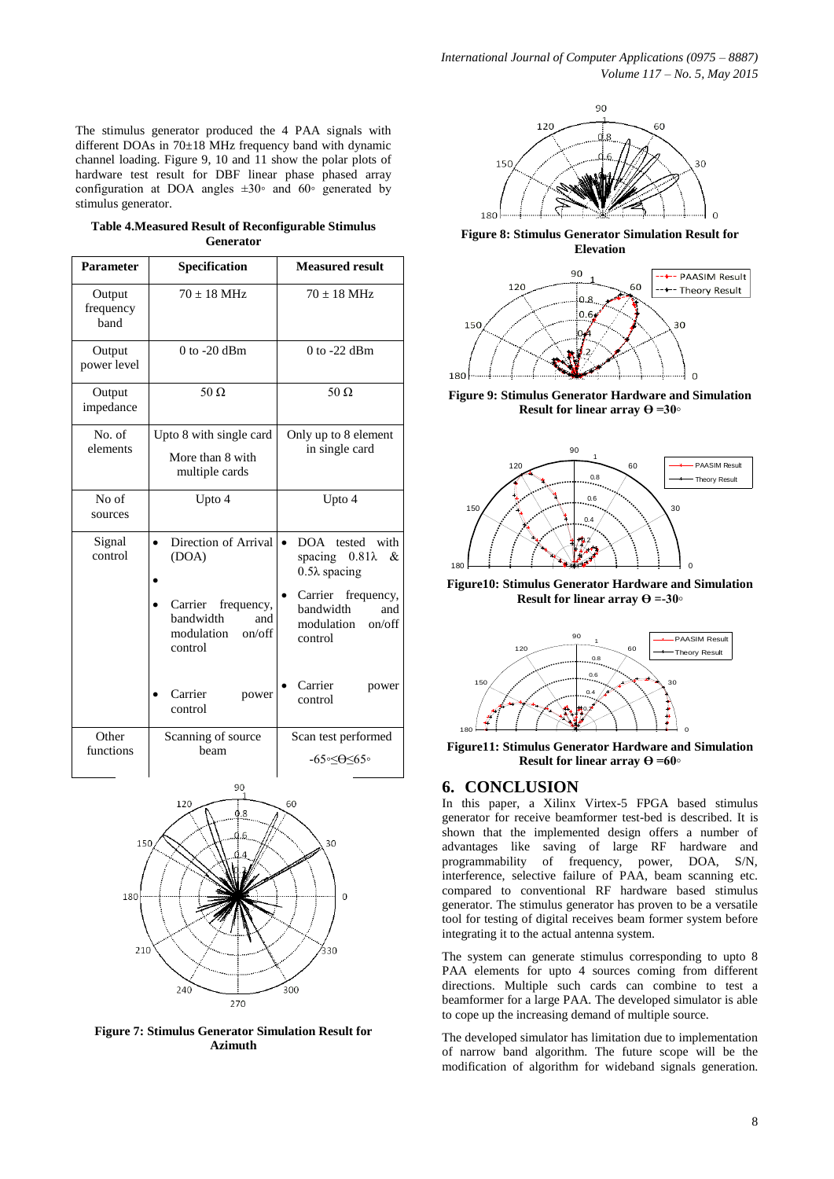The stimulus generator produced the 4 PAA signals with different DOAs in 70±18 MHz frequency band with dynamic channel loading. Figure 9, 10 and 11 show the polar plots of hardware test result for DBF linear phase phased array configuration at DOA angles ±30◦ and 60◦ generated by stimulus generator.

**Table 4.Measured Result of Reconfigurable Stimulus Generator**

| Parameter | Specification | Measured result |
|---|---|---|
| Output frequency band | 70 ± 18 MHz | 70 ± 18 MHz |
| Output power level | 0 to -20 dBm | 0 to -22 dBm |
| Output impedance | 50 Ω | 50 Ω |
| No. of elements | Upto 8 with single card<br>More than 8 with multiple cards | Only up to 8 element in single card |
| No of sources | Upto 4 | Upto 4 |
| Signal control | • Direction of Arrival (DOA)<br>•<br>• Carrier frequency, bandwidth and modulation on/off control<br>• Carrier power control | • DOA tested with spacing 0.81λ & 0.5λ spacing<br>• Carrier frequency, bandwidth and modulation on/off control<br>• Carrier power control |
| Other functions | Scanning of source beam | Scan test performed<br>-65◦≤Θ≤65◦ |

**Figure 7: Stimulus Generator Simulation Result for Azimuth**

**Figure 8: Stimulus Generator Simulation Result for Elevation**

**Figure 9: Stimulus Generator Hardware and Simulation Result for linear array Θ =30◦**

**Figure10: Stimulus Generator Hardware and Simulation Result for linear array Θ =-30◦**

**Figure11: Stimulus Generator Hardware and Simulation Result for linear array Θ =60◦**

## 6. CONCLUSION

In this paper, a Xilinx Virtex-5 FPGA based stimulus generator for receive beamformer test-bed is described. It is shown that the implemented design offers a number of advantages like saving of large RF hardware and programmability of frequency, power, DOA, S/N, interference, selective failure of PAA, beam scanning etc. compared to conventional RF hardware based stimulus generator. The stimulus generator has proven to be a versatile tool for testing of digital receives beam former system before integrating it to the actual antenna system.

The system can generate stimulus corresponding to upto 8 PAA elements for upto 4 sources coming from different directions. Multiple such cards can combine to test a beamformer for a large PAA. The developed simulator is able to cope up the increasing demand of multiple source.

The developed simulator has limitation due to implementation of narrow band algorithm. The future scope will be the modification of algorithm for wideband signals generation.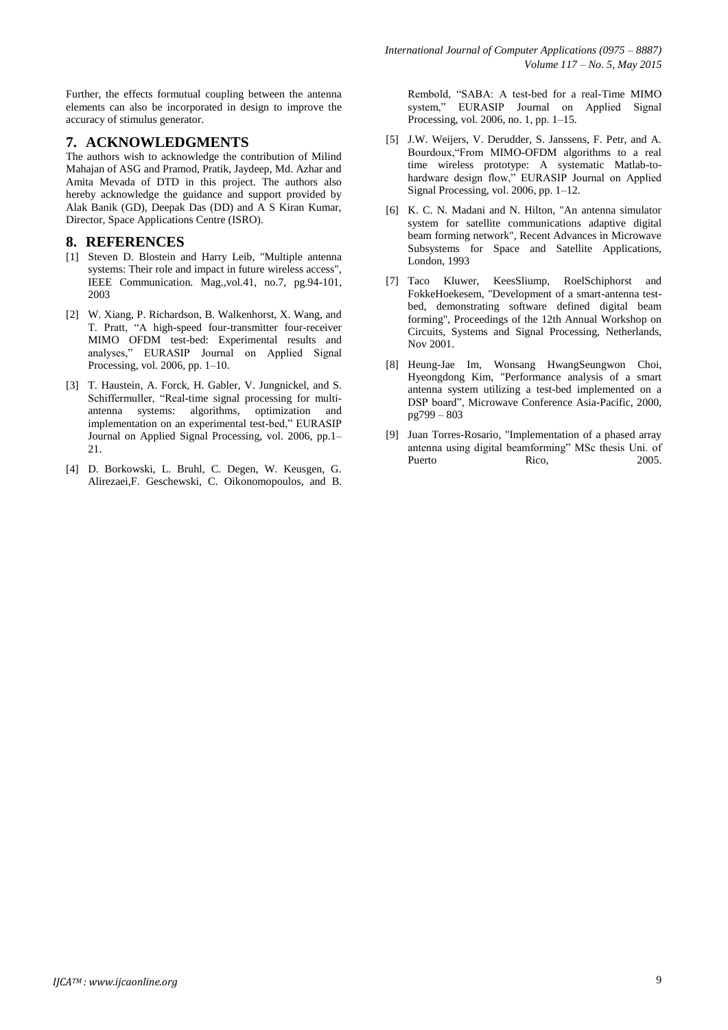Further, the effects formutual coupling between the antenna elements can also be incorporated in design to improve the accuracy of stimulus generator.

## 7. ACKNOWLEDGMENTS

The authors wish to acknowledge the contribution of Milind Mahajan of ASG and Pramod, Pratik, Jaydeep, Md. Azhar and Amita Mevada of DTD in this project. The authors also hereby acknowledge the guidance and support provided by Alak Banik (GD), Deepak Das (DD) and A S Kiran Kumar, Director, Space Applications Centre (ISRO).

## 8. REFERENCES

[1] Steven D. Blostein and Harry Leib, "Multiple antenna systems: Their role and impact in future wireless access", IEEE Communication. Mag.,vol.41, no.7, pg.94-101, 2003

[2] W. Xiang, P. Richardson, B. Walkenhorst, X. Wang, and T. Pratt, "A high-speed four-transmitter four-receiver MIMO OFDM test-bed: Experimental results and analyses," EURASIP Journal on Applied Signal Processing, vol. 2006, pp. 1–10.

[3] T. Haustein, A. Forck, H. Gabler, V. Jungnickel, and S. Schiffermuller, "Real-time signal processing for multi-antenna systems: algorithms, optimization and implementation on an experimental test-bed," EURASIP Journal on Applied Signal Processing, vol. 2006, pp.1–21.

[4] D. Borkowski, L. Bruhl, C. Degen, W. Keusgen, G. Alirezaei,F. Geschewski, C. Oikonomopoulos, and B. Rembold, "SABA: A test-bed for a real-Time MIMO system," EURASIP Journal on Applied Signal Processing, vol. 2006, no. 1, pp. 1–15.

[5] J.W. Weijers, V. Derudder, S. Janssens, F. Petr, and A. Bourdoux,"From MIMO-OFDM algorithms to a real time wireless prototype: A systematic Matlab-to-hardware design flow," EURASIP Journal on Applied Signal Processing, vol. 2006, pp. 1–12.

[6] K. C. N. Madani and N. Hilton, "An antenna simulator system for satellite communications adaptive digital beam forming network", Recent Advances in Microwave Subsystems for Space and Satellite Applications, London, 1993

[7] Taco Kluwer, KeesSliump, RoelSchiphorst and FokkeHoekesem, "Development of a smart-antenna test-bed, demonstrating software defined digital beam forming", Proceedings of the 12th Annual Workshop on Circuits, Systems and Signal Processing, Netherlands, Nov 2001.

[8] Heung-Jae Im, Wonsang HwangSeungwon Choi, Hyeongdong Kim, "Performance analysis of a smart antenna system utilizing a test-bed implemented on a DSP board", Microwave Conference Asia-Pacific, 2000, pg799 – 803

[9] Juan Torres-Rosario, "Implementation of a phased array antenna using digital beamforming" MSc thesis Uni. of Puerto Rico, 2005.